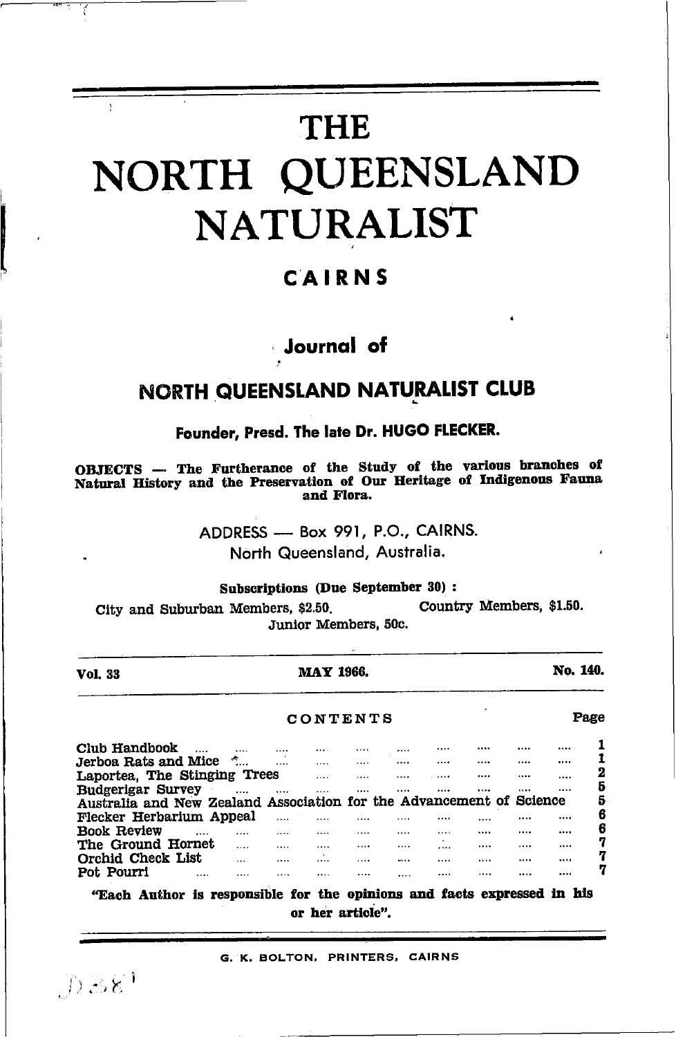# THE NORTH QUEENSLAND NATURALIST

## CAIRNS

### Journal of

### NORTH QUEENSLAND NATURALIST CLUB

**Founder, Presd. The late Dr. HUGO FLECKER.**

**OBJECTS — The Furtherance of the Study of the various branches of Natural History and the Preservation of Our Heritage of Indigenous Fauna and Flora.**

ADDRESS — Box 991, P.O., CAIRNS.
North Queensland, Australia.

**Subscriptions (Due September 30) :**

City and Suburban Members, $2.50. Country Members, $1.50.
Junior Members, 50c.

**Vol. 33** **MAY 1966.** **No. 140.**

## CONTENTS

| | Page |
|---|---|
| Club Handbook | 1 |
| Jerboa Rats and Mice | 1 |
| Laportea, The Stinging Trees | 2 |
| Budgerigar Survey | 5 |
| Australia and New Zealand Association for the Advancement of Science | 5 |
| Flecker Herbarium Appeal | 6 |
| Book Review | 6 |
| The Ground Hornet | 7 |
| Orchid Check List | 7 |
| Pot Pourri | 7 |

**"Each Author is responsible for the opinions and facts expressed in his or her article".**

G. K. BOLTON, PRINTERS, CAIRNS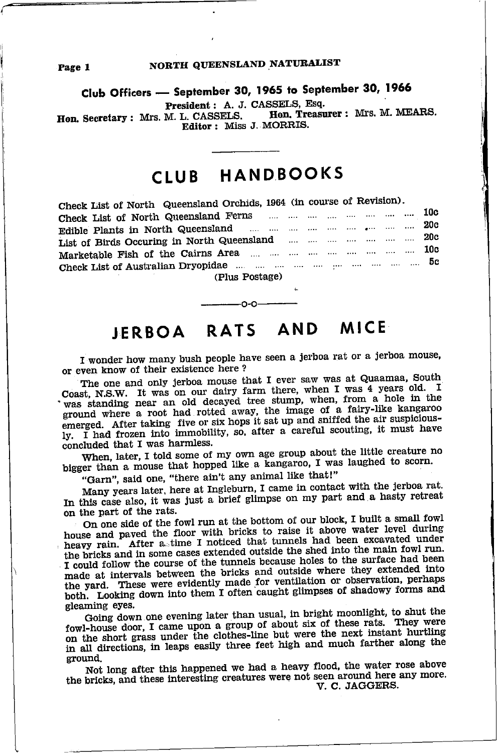## Club Officers — September 30, 1965 to September 30, 1966

**President**: A. J. CASSELS, Esq.

**Hon. Secretary**: Mrs. M. L. CASSELS. **Hon. Treasurer**: Mrs. M. MEARS.

**Editor**: Miss J. MORRIS.

---

# CLUB HANDBOOKS

Check List of North Queensland Orchids, 1964 (in course of Revision).

| | |
|---|---|
| Check List of North Queensland Ferns | 10c |
| Edible Plants in North Queensland | 20c |
| List of Birds Occuring in North Queensland | 20c |
| Marketable Fish of the Cairns Area | 10c |
| Check List of Australian Dryopidae | 5c |

(Plus Postage)

---o-o---

# JERBOA RATS AND MICE

I wonder how many bush people have seen a jerboa rat or a jerboa mouse, or even know of their existence here ?

The one and only jerboa mouse that I ever saw was at Quaamaa, South Coast, N.S.W. It was on our dairy farm there, when I was 4 years old. I was standing near an old decayed tree stump, when, from a hole in the ground where a root had rotted away, the image of a fairy-like kangaroo emerged. After taking five or six hops it sat up and sniffed the air suspiciously. I had frozen into immobility, so, after a careful scouting, it must have concluded that I was harmless.

When, later, I told some of my own age group about the little creature no bigger than a mouse that hopped like a kangaroo, I was laughed to scorn.

"Garn", said one, "there ain't any animal like that!"

Many years later, here at Ingleburn, I came in contact with the jerboa rat. In this case also, it was just a brief glimpse on my part and a hasty retreat on the part of the rats.

On one side of the fowl run at the bottom of our block, I built a small fowl house and paved the floor with bricks to raise it above water level during heavy rain. After a time I noticed that tunnels had been excavated under the bricks and in some cases extended outside the shed into the main fowl run. I could follow the course of the tunnels because holes to the surface had been made at intervals between the bricks and outside where they extended into the yard. These were evidently made for ventilation or observation, perhaps both. Looking down into them I often caught glimpses of shadowy forms and gleaming eyes.

Going down one evening later than usual, in bright moonlight, to shut the fowl-house door, I came upon a group of about six of these rats. They were on the short grass under the clothes-line but were the next instant hurtling in all directions, in leaps easily three feet high and much farther along the ground.

Not long after this happened we had a heavy flood, the water rose above the bricks, and these interesting creatures were not seen around here any more.

V. C. JAGGERS.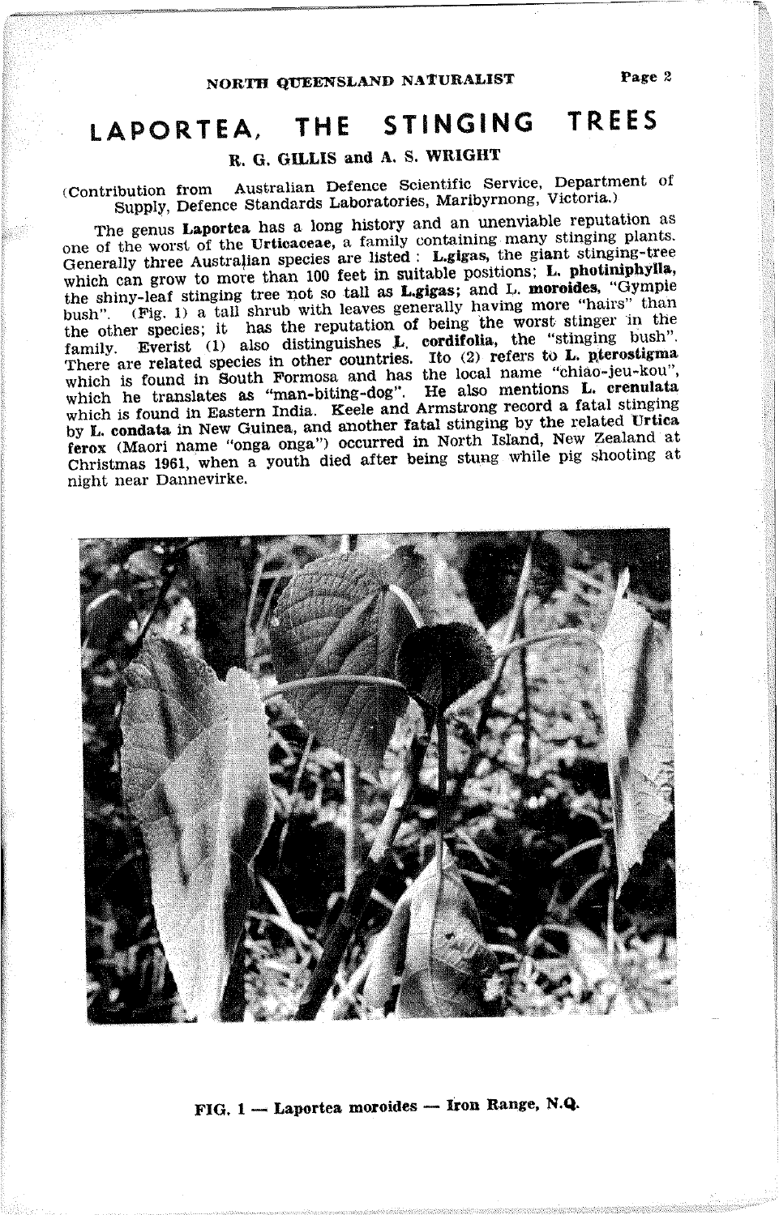# LAPORTEA, THE STINGING TREES

**R. G. GILLIS and A. S. WRIGHT**

(Contribution from Australian Defence Scientific Service, Department of Supply, Defence Standards Laboratories, Maribyrnong, Victoria.)

The genus **Laportea** has a long history and an unenviable reputation as one of the worst of the **Urticaceae**, a family containing many stinging plants. Generally three Australian species are listed : **L.gigas**, the giant stinging-tree which can grow to more than 100 feet in suitable positions; **L. photiniphylla**, the shiny-leaf stinging tree not so tall as **L.gigas**; and L. **moroides**, "Gympie bush". (Fig. 1) a tall shrub with leaves generally having more "hairs" than the other species; it has the reputation of being the worst stinger in the family. Everist (1) also distinguishes **L. cordifolia**, the "stinging bush". There are related species in other countries. Ito (2) refers to **L. pterostigma** which is found in South Formosa and has the local name "chiao-jeu-kou", which he translates as "man-biting-dog". He also mentions **L. crenulata** which is found in Eastern India. Keele and Armstrong record a fatal stinging by **L. condata** in New Guinea, and another **fatal** stinging by the related **Urtica ferox** (Maori name "onga onga") occurred in North Island, New Zealand at Christmas 1961, when a youth died after being stung while pig shooting at night near Dannevirke.

**FIG. 1 — Laportea moroides — Iron Range, N.Q.**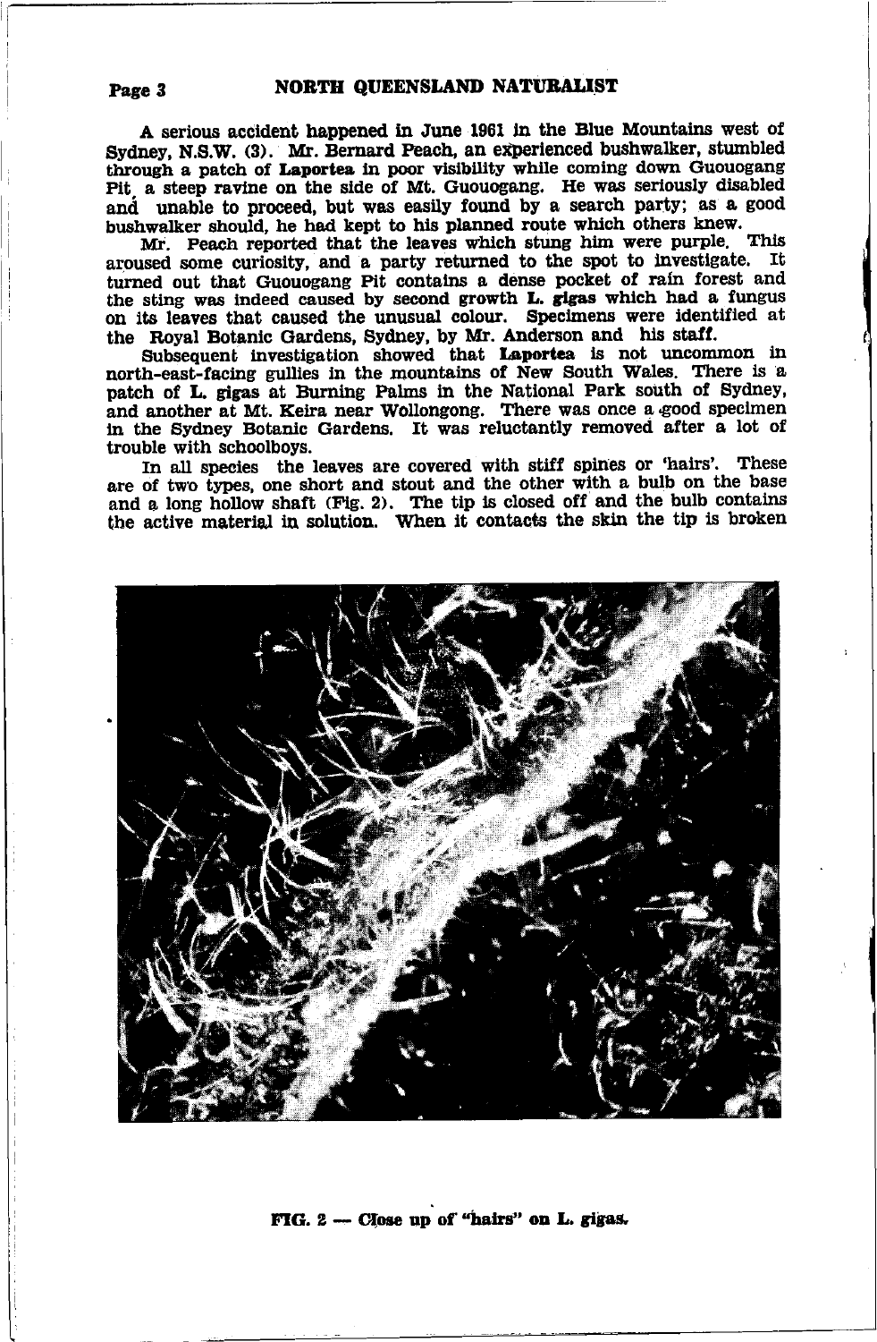A serious accident happened in June 1961 in the Blue Mountains west of Sydney, N.S.W. (3). Mr. Bernard Peach, an experienced bushwalker, stumbled through a patch of **Laportea** in poor visibility while coming down Guouogang Pit, a steep ravine on the side of Mt. Guouogang. He was seriously disabled and unable to proceed, but was easily found by a search party; as a good bushwalker should, he had kept to his planned route which others knew.

Mr. Peach reported that the leaves which stung him were purple. This aroused some curiosity, and a party returned to the spot to investigate. It turned out that Guouogang Pit contains a dense pocket of rain forest and the sting was indeed caused by second growth **L. gigas** which had a fungus on its leaves that caused the unusual colour. Specimens were identified at the Royal Botanic Gardens, Sydney, by Mr. Anderson and his staff.

Subsequent investigation showed that **Laportea** is not uncommon in north-east-facing gullies in the mountains of New South Wales. There is a patch of **L. gigas** at Burning Palms in the National Park south of Sydney, and another at Mt. Keira near Wollongong. There was once a good specimen in the Sydney Botanic Gardens. It was reluctantly removed after a lot of trouble with schoolboys.

In all species the leaves are covered with stiff spines or 'hairs'. These are of two types, one short and stout and the other with a bulb on the base and a long hollow shaft (Fig. 2). The tip is closed off and the bulb contains the active material in solution. When it contacts the skin the tip is broken

**FIG. 2 — Close up of "hairs" on L. gigas.**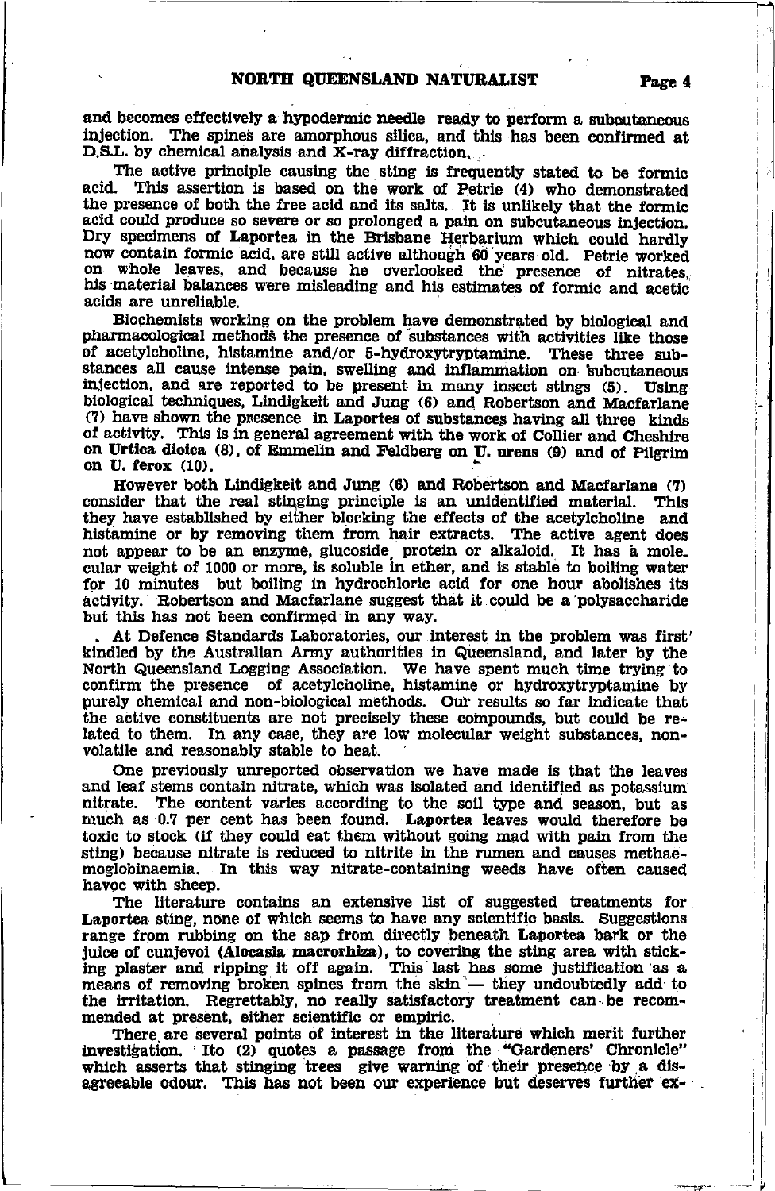and becomes effectively a hypodermic needle ready to perform a subcutaneous injection. The spines are amorphous silica, and this has been confirmed at D.S.L. by chemical analysis and X-ray diffraction.

The active principle causing the sting is frequently stated to be formic acid. This assertion is based on the work of Petrie (4) who demonstrated the presence of both the free acid and its salts. It is unlikely that the formic acid could produce so severe or so prolonged a pain on subcutaneous injection. Dry specimens of **Laportea** in the Brisbane Herbarium which could hardly now contain formic acid, are still active although 60 years old. Petrie worked on whole leaves, and because he overlooked the presence of nitrates, his material balances were misleading and his estimates of formic and acetic acids are unreliable.

Biochemists working on the problem have demonstrated by biological and pharmacological methods the presence of substances with activities like those of acetylcholine, histamine and/or 5-hydroxytryptamine. These three substances all cause intense pain, swelling and inflammation on subcutaneous injection, and are reported to be present in many insect stings (5). Using biological techniques, Lindigkeit and Jung (6) and Robertson and Macfarlane (7) have shown the presence in **Laportea** of substances having all three kinds of activity. This is in general agreement with the work of Collier and Cheshire on **Urtica dioica** (8), of Emmelin and Feldberg on **U. urens** (9) and of Pilgrim on **U. ferox** (10).

However both Lindigkeit and Jung (6) and Robertson and Macfarlane (7) consider that the real stinging principle is an unidentified material. This they have established by either blocking the effects of the acetylcholine and histamine or by removing them from hair extracts. The active agent does not appear to be an enzyme, glucoside, protein or alkaloid. It has a molecular weight of 1000 or more, is soluble in ether, and is stable to boiling water for 10 minutes but boiling in hydrochloric acid for one hour abolishes its activity. Robertson and Macfarlane suggest that it could be a polysaccharide but this has not been confirmed in any way.

At Defence Standards Laboratories, our interest in the problem was first kindled by the Australian Army authorities in Queensland, and later by the North Queensland Logging Association. We have spent much time trying to confirm the presence of acetylcholine, histamine or hydroxytryptamine by purely chemical and non-biological methods. Our results so far indicate that the active constituents are not precisely these compounds, but could be related to them. In any case, they are low molecular weight substances, non-volatile and reasonably stable to heat.

One previously unreported observation we have made is that the leaves and leaf stems contain nitrate, which was isolated and identified as potassium nitrate. The content varies according to the soil type and season, but as much as 0.7 per cent has been found. **Laportea** leaves would therefore be toxic to stock (if they could eat them without going mad with pain from the sting) because nitrate is reduced to nitrite in the rumen and causes methaemoglobinaemia. In this way nitrate-containing weeds have often caused havoc with sheep.

The literature contains an extensive list of suggested treatments for **Laportea** sting, none of which seems to have any scientific basis. Suggestions range from rubbing on the sap from directly beneath **Laportea** bark or the juice of cunjevoi (**Alocasia macrorhiza**), to covering the sting area with sticking plaster and ripping it off again. This last has some justification as a means of removing broken spines from the skin — they undoubtedly add to the irritation. Regrettably, no really satisfactory treatment can be recommended at present, either scientific or empiric.

There are several points of interest in the literature which merit further investigation. Ito (2) quotes a passage from the "Gardeners' Chronicle" which asserts that stinging trees give warning of their presence by a disagreeable odour. This has not been our experience but deserves further ex-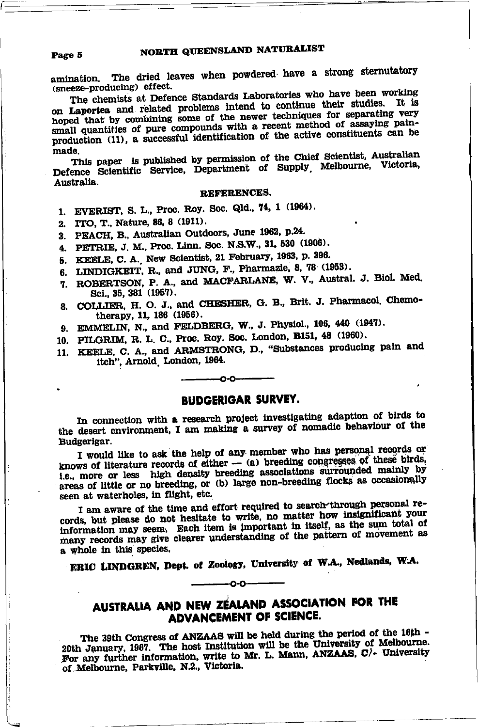amination. The dried leaves when powdered have a strong sternutatory (sneeze-producing) effect.

The chemists at Defence Standards Laboratories who have been working on **Laportea** and related problems intend to continue their studies. It is hoped that by combining some of the newer techniques for separating very small quantities of pure compounds with a recent method of assaying pain-production (11), a successful identification of the active constituents can be made.

This paper is published by permission of the Chief Scientist, Australian Defence Scientific Service, Department of Supply, Melbourne, Victoria, Australia.

### REFERENCES.

1. EVERIST, S. L., Proc. Roy. Soc. Qld., 74, 1 (1964).
2. ITO, T., Nature, 86, 8 (1911).
3. PEACH, B., Australian Outdoors, June 1962, p.24.
4. PETRIE, J. M., Proc. Linn. Soc. N.S.W., 31, 530 (1906).
5. KEELE, C. A., New Scientist, 21 February, 1963, p. 396.
6. LINDIGKEIT, R., and JUNG, F., Pharmazie, 8, 78 (1953).
7. ROBERTSON, P. A., and MACFARLANE, W. V., Austral. J. Biol. Med. Sci., 35, 381 (1957).
8. COLLIER, H. O. J., and CHESHER, G. B., Brit. J. Pharmacol. Chemotherapy, 11, 186 (1956).
9. EMMELIN, N., and FELDBERG, W., J. Physiol., 106, 440 (1947).
10. PILGRIM, R. L. C., Proc. Roy. Soc. London, B151, 48 (1960).
11. KEELE, C. A., and ARMSTRONG, D., "Substances producing pain and itch", Arnold, London, 1964.

---o-o---

## BUDGERIGAR SURVEY.

In connection with a research project investigating adaption of birds to the desert environment, I am making a survey of nomadic behaviour of the Budgerigar.

I would like to ask the help of any member who has personal records or knows of literature records of either — (a) breeding congresses of these birds, i.e., more or less high density breeding associations surrounded mainly by areas of little or no breeding, or (b) large non-breeding flocks as occasionally seen at waterholes, in flight, etc.

I am aware of the time and effort required to search through personal records, but please do not hesitate to write, no matter how insignificant your information may seem. Each item is important in itself, as the sum total of many records may give clearer understanding of the pattern of movement as a whole in this species.

**ERIC LINDGREN, Dept. of Zoology, University of W.A., Nedlands, W.A.**

---o-o---

## AUSTRALIA AND NEW ZEALAND ASSOCIATION FOR THE ADVANCEMENT OF SCIENCE.

The 39th Congress of ANZAAS will be held during the period of the 16th - 20th January, 1967. The host Institution will be the University of Melbourne. For any further information, write to Mr. L. Mann, ANZAAS, C/- University of Melbourne, Parkville, N.2., Victoria.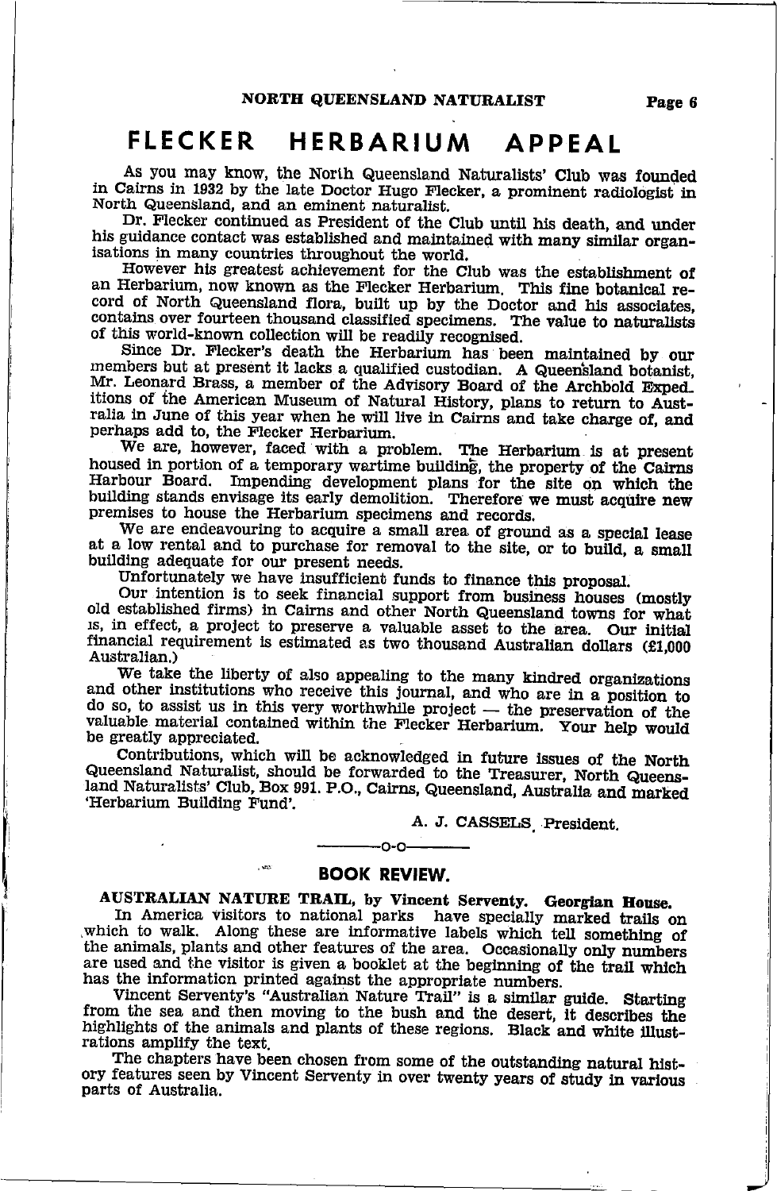# FLECKER HERBARIUM APPEAL

As you may know, the North Queensland Naturalists' Club was founded in Cairns in 1932 by the late Doctor Hugo Flecker, a prominent radiologist in North Queensland, and an eminent naturalist.

Dr. Flecker continued as President of the Club until his death, and under his guidance contact was established and maintained with many similar organisations in many countries throughout the world.

However his greatest achievement for the Club was the establishment of an Herbarium, now known as the Flecker Herbarium. This fine botanical record of North Queensland flora, built up by the Doctor and his associates, contains over fourteen thousand classified specimens. The value to naturalists of this world-known collection will be readily recognised.

Since Dr. Flecker's death the Herbarium has been maintained by our members but at present it lacks a qualified custodian. A Queensland botanist, Mr. Leonard Brass, a member of the Advisory Board of the Archbold Expeditions of the American Museum of Natural History, plans to return to Australia in June of this year when he will live in Cairns and take charge of, and perhaps add to, the Flecker Herbarium.

We are, however, faced with a problem. The Herbarium is at present housed in portion of a temporary wartime building, the property of the Cairns Harbour Board. Impending development plans for the site on which the building stands envisage its early demolition. Therefore we must acquire new premises to house the Herbarium specimens and records.

We are endeavouring to acquire a small area of ground as a special lease at a low rental and to purchase for removal to the site, or to build, a small building adequate for our present needs.

Unfortunately we have insufficient funds to finance this proposal.

Our intention is to seek financial support from business houses (mostly old established firms) in Cairns and other North Queensland towns for what is, in effect, a project to preserve a valuable asset to the area. Our initial financial requirement is estimated as two thousand Australian dollars (£1,000 Australian.)

We take the liberty of also appealing to the many kindred organizations and other institutions who receive this journal, and who are in a position to do so, to assist us in this very worthwhile project — the preservation of the valuable material contained within the Flecker Herbarium. Your help would be greatly appreciated.

Contributions, which will be acknowledged in future issues of the North Queensland Naturalist, should be forwarded to the Treasurer, North Queensland Naturalists' Club, Box 991. P.O., Cairns, Queensland, Australia and marked 'Herbarium Building Fund'.

A. J. CASSELS, President.

---

## BOOK REVIEW.

**AUSTRALIAN NATURE TRAIL, by Vincent Serventy. Georgian House.**

In America visitors to national parks have specially marked trails on which to walk. Along these are informative labels which tell something of the animals, plants and other features of the area. Occasionally only numbers are used and the visitor is given a booklet at the beginning of the trail which has the information printed against the appropriate numbers.

Vincent Serventy's "Australian Nature Trail" is a similar guide. Starting from the sea and then moving to the bush and the desert, it describes the highlights of the animals and plants of these regions. Black and white illustrations amplify the text.

The chapters have been chosen from some of the outstanding natural history features seen by Vincent Serventy in over twenty years of study in various parts of Australia.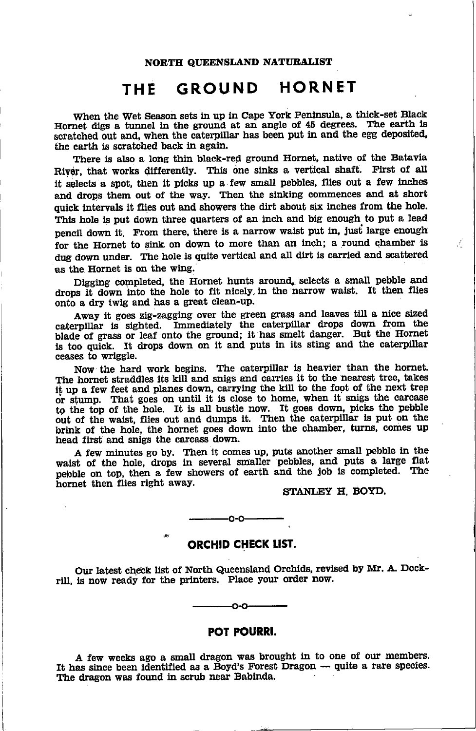NORTH QUEENSLAND NATURALIST

# THE GROUND HORNET

When the Wet Season sets in up in Cape York Peninsula, a thick-set Black Hornet digs a tunnel in the ground at an angle of 45 degrees. The earth is scratched out and, when the caterpillar has been put in and the egg deposited, the earth is scratched back in again.

There is also a long thin black-red ground Hornet, native of the Batavia River, that works differently. This one sinks a vertical shaft. First of all it selects a spot, then it picks up a few small pebbles, flies out a few inches and drops them out of the way. Then the sinking commences and at short quick intervals it flies out and showers the dirt about six inches from the hole. This hole is put down three quarters of an inch and big enough to put a lead pencil down it. From there, there is a narrow waist put in, just large enough for the Hornet to sink on down to more than an inch; a round chamber is dug down under. The hole is quite vertical and all dirt is carried and scattered as the Hornet is on the wing.

Digging completed, the Hornet hunts around, selects a small pebble and drops it down into the hole to fit nicely in the narrow waist. It then flies onto a dry twig and has a great clean-up.

Away it goes zig-zagging over the green grass and leaves till a nice sized caterpillar is sighted. Immediately the caterpillar drops down from the blade of grass or leaf onto the ground; it has smelt danger. But the Hornet is too quick. It drops down on it and puts in its sting and the caterpillar ceases to wriggle.

Now the hard work begins. The caterpillar is heavier than the hornet. The hornet straddles its kill and snigs and carries it to the nearest tree, takes it up a few feet and planes down, carrying the kill to the foot of the next tree or stump. That goes on until it is close to home, when it snigs the carcase to the top of the hole. It is all bustle now. It goes down, picks the pebble out of the waist, flies out and dumps it. Then the caterpillar is put on the brink of the hole, the hornet goes down into the chamber, turns, comes up head first and snigs the carcass down.

A few minutes go by. Then it comes up, puts another small pebble in the waist of the hole, drops in several smaller pebbles, and puts a large flat pebble on top, then a few showers of earth and the job is completed. The hornet then flies right away.

STANLEY H. BOYD.

---o-o---

## ORCHID CHECK LIST.

Our latest check list of North Queensland Orchids, revised by Mr. A. Dockrill, is now ready for the printers. Place your order now.

---o-o---

## POT POURRI.

A few weeks ago a small dragon was brought in to one of our members. It has since been identified as a Boyd's Forest Dragon — quite a rare species. The dragon was found in scrub near Babinda.